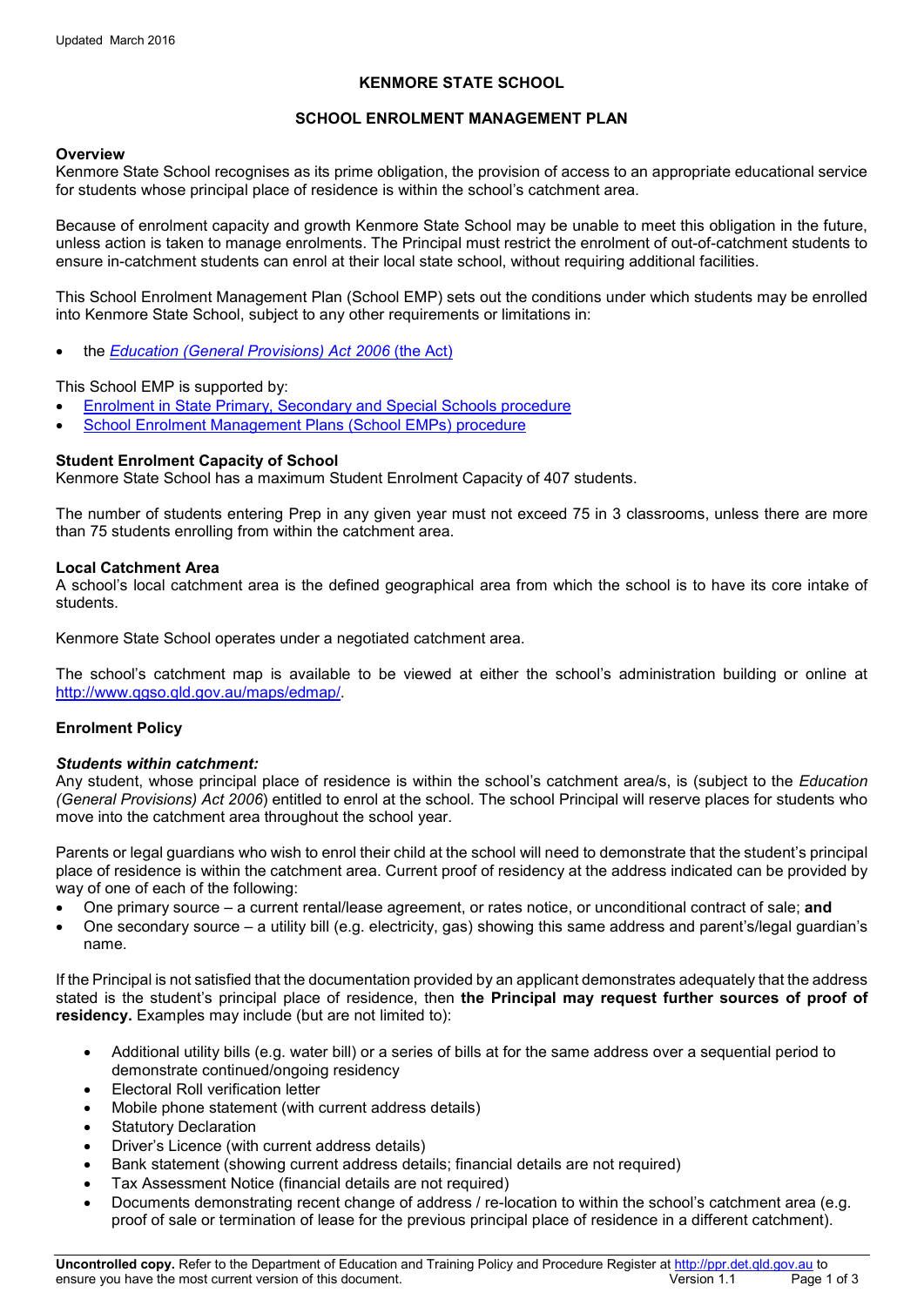# KENMORE STATE SCHOOL

## SCHOOL ENROLMENT MANAGEMENT PLAN

### Overview

Kenmore State School recognises as its prime obligation, the provision of access to an appropriate educational service for students whose principal place of residence is within the school's catchment area.

Because of enrolment capacity and growth Kenmore State School may be unable to meet this obligation in the future, unless action is taken to manage enrolments. The Principal must restrict the enrolment of out-of-catchment students to ensure in-catchment students can enrol at their local state school, without requiring additional facilities.

This School Enrolment Management Plan (School EMP) sets out the conditions under which students may be enrolled into Kenmore State School, subject to any other requirements or limitations in:

- the *Education (General Provisions) Act 2006* (the Act)

This School EMP is supported by:

- Enrolment in State Primary, Secondary and Special Schools procedure
- School Enrolment Management Plans (School EMPs) procedure

### Student Enrolment Capacity of School

Kenmore State School has a maximum Student Enrolment Capacity of 407 students.

The number of students entering Prep in any given year must not exceed 75 in 3 classrooms, unless there are more than 75 students enrolling from within the catchment area.

### Local Catchment Area

A school's local catchment area is the defined geographical area from which the school is to have its core intake of students.

Kenmore State School operates under a negotiated catchment area.

The school's catchment map is available to be viewed at either the school's administration building or online at http://www.qgso.qld.gov.au/maps/edmap/.

### Enrolment Policy

#### *Students within catchment:*

Any student, whose principal place of residence is within the school's catchment area/s, is (subject to the *Education (General Provisions) Act 2006*) entitled to enrol at the school. The school Principal will reserve places for students who move into the catchment area throughout the school year.

Parents or legal guardians who wish to enrol their child at the school will need to demonstrate that the student's principal place of residence is within the catchment area. Current proof of residency at the address indicated can be provided by way of one of each of the following:

- One primary source – a current rental/lease agreement, or rates notice, or unconditional contract of sale; **and**
- One secondary source – a utility bill (e.g. electricity, gas) showing this same address and parent's/legal guardian's name.

If the Principal is not satisfied that the documentation provided by an applicant demonstrates adequately that the address stated is the student's principal place of residence, then **the Principal may request further sources of proof of residency.** Examples may include (but are not limited to):

- Additional utility bills (e.g. water bill) or a series of bills at for the same address over a sequential period to demonstrate continued/ongoing residency
- Electoral Roll verification letter
- Mobile phone statement (with current address details)
- Statutory Declaration
- Driver's Licence (with current address details)
- Bank statement (showing current address details; financial details are not required)
- Tax Assessment Notice (financial details are not required)
- Documents demonstrating recent change of address / re-location to within the school's catchment area (e.g. proof of sale or termination of lease for the previous principal place of residence in a different catchment).

**Uncontrolled copy.** Refer to the Department of Education and Training Policy and Procedure Register at http://ppr.det.qld.gov.au to ensure you have the most current version of this document.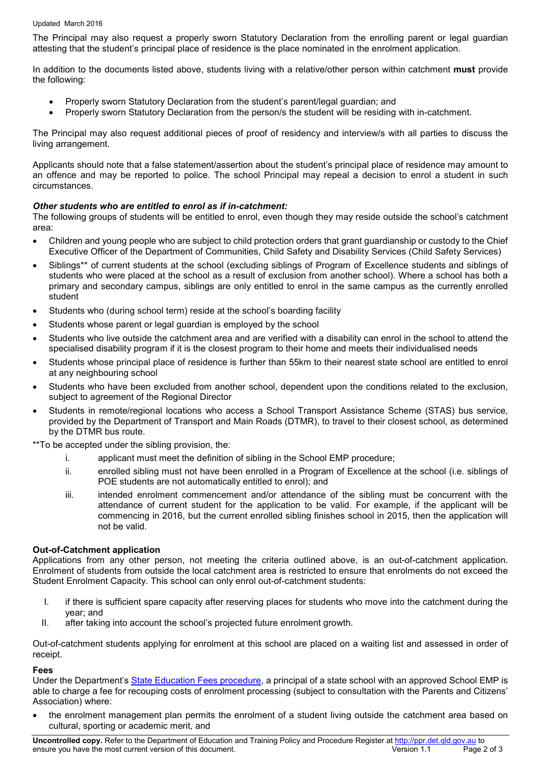The Principal may also request a properly sworn Statutory Declaration from the enrolling parent or legal guardian attesting that the student's principal place of residence is the place nominated in the enrolment application.

In addition to the documents listed above, students living with a relative/other person within catchment **must** provide the following:

- Properly sworn Statutory Declaration from the student's parent/legal guardian; and
- Properly sworn Statutory Declaration from the person/s the student will be residing with in-catchment.

The Principal may also request additional pieces of proof of residency and interview/s with all parties to discuss the living arrangement.

Applicants should note that a false statement/assertion about the student's principal place of residence may amount to an offence and may be reported to police. The school Principal may repeal a decision to enrol a student in such circumstances.

***Other students who are entitled to enrol as if in-catchment:***

The following groups of students will be entitled to enrol, even though they may reside outside the school's catchment area:

- Children and young people who are subject to child protection orders that grant guardianship or custody to the Chief Executive Officer of the Department of Communities, Child Safety and Disability Services (Child Safety Services)
- Siblings** of current students at the school (excluding siblings of Program of Excellence students and siblings of students who were placed at the school as a result of exclusion from another school). Where a school has both a primary and secondary campus, siblings are only entitled to enrol in the same campus as the currently enrolled student
- Students who (during school term) reside at the school's boarding facility
- Students whose parent or legal guardian is employed by the school
- Students who live outside the catchment area and are verified with a disability can enrol in the school to attend the specialised disability program if it is the closest program to their home and meets their individualised needs
- Students whose principal place of residence is further than 55km to their nearest state school are entitled to enrol at any neighbouring school
- Students who have been excluded from another school, dependent upon the conditions related to the exclusion, subject to agreement of the Regional Director
- Students in remote/regional locations who access a School Transport Assistance Scheme (STAS) bus service, provided by the Department of Transport and Main Roads (DTMR), to travel to their closest school, as determined by the DTMR bus route.

**To be accepted under the sibling provision, the:

1. applicant must meet the definition of sibling in the School EMP procedure;
2. enrolled sibling must not have been enrolled in a Program of Excellence at the school (i.e. siblings of POE students are not automatically entitled to enrol); and
3. intended enrolment commencement and/or attendance of the sibling must be concurrent with the attendance of current student for the application to be valid. For example, if the applicant will be commencing in 2016, but the current enrolled sibling finishes school in 2015, then the application will not be valid.

**Out-of-Catchment application**

Applications from any other person, not meeting the criteria outlined above, is an out-of-catchment application. Enrolment of students from outside the local catchment area is restricted to ensure that enrolments do not exceed the Student Enrolment Capacity. This school can only enrol out-of-catchment students:

I. if there is sufficient spare capacity after reserving places for students who move into the catchment during the year; and
II. after taking into account the school's projected future enrolment growth.

Out-of-catchment students applying for enrolment at this school are placed on a waiting list and assessed in order of receipt.

**Fees**

Under the Department's State Education Fees procedure, a principal of a state school with an approved School EMP is able to charge a fee for recouping costs of enrolment processing (subject to consultation with the Parents and Citizens' Association) where:

- the enrolment management plan permits the enrolment of a student living outside the catchment area based on cultural, sporting or academic merit, and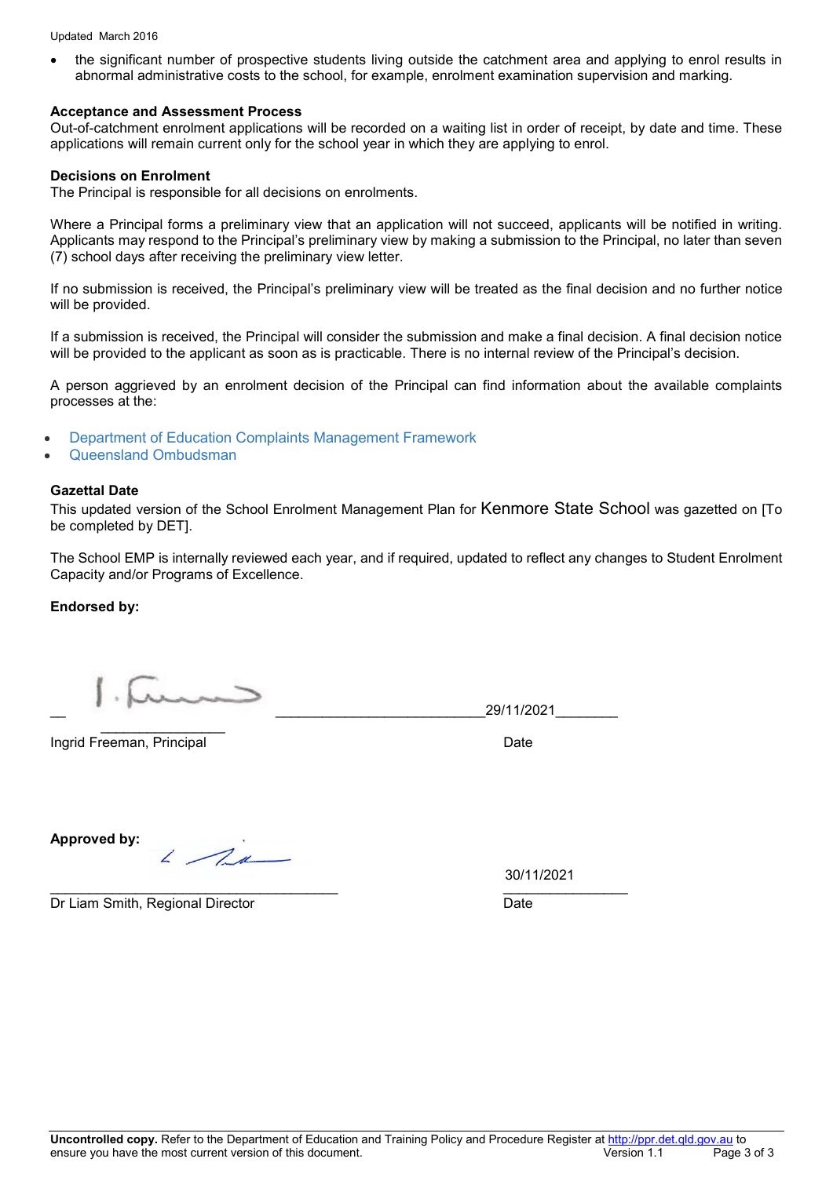- the significant number of prospective students living outside the catchment area and applying to enrol results in abnormal administrative costs to the school, for example, enrolment examination supervision and marking.

**Acceptance and Assessment Process**

Out-of-catchment enrolment applications will be recorded on a waiting list in order of receipt, by date and time. These applications will remain current only for the school year in which they are applying to enrol.

**Decisions on Enrolment**

The Principal is responsible for all decisions on enrolments.

Where a Principal forms a preliminary view that an application will not succeed, applicants will be notified in writing. Applicants may respond to the Principal's preliminary view by making a submission to the Principal, no later than seven (7) school days after receiving the preliminary view letter.

If no submission is received, the Principal's preliminary view will be treated as the final decision and no further notice will be provided.

If a submission is received, the Principal will consider the submission and make a final decision. A final decision notice will be provided to the applicant as soon as is practicable. There is no internal review of the Principal's decision.

A person aggrieved by an enrolment decision of the Principal can find information about the available complaints processes at the:

- Department of Education Complaints Management Framework
- Queensland Ombudsman

**Gazettal Date**

This updated version of the School Enrolment Management Plan for Kenmore State School was gazetted on [To be completed by DET].

The School EMP is internally reviewed each year, and if required, updated to reflect any changes to Student Enrolment Capacity and/or Programs of Excellence.

**Endorsed by:**

Ingrid Freeman, Principal — Date: 29/11/2021

**Approved by:**

Dr Liam Smith, Regional Director — Date: 30/11/2021

**Uncontrolled copy.** Refer to the Department of Education and Training Policy and Procedure Register at http://ppr.det.qld.gov.au to ensure you have the most current version of this document.

Version 1.1